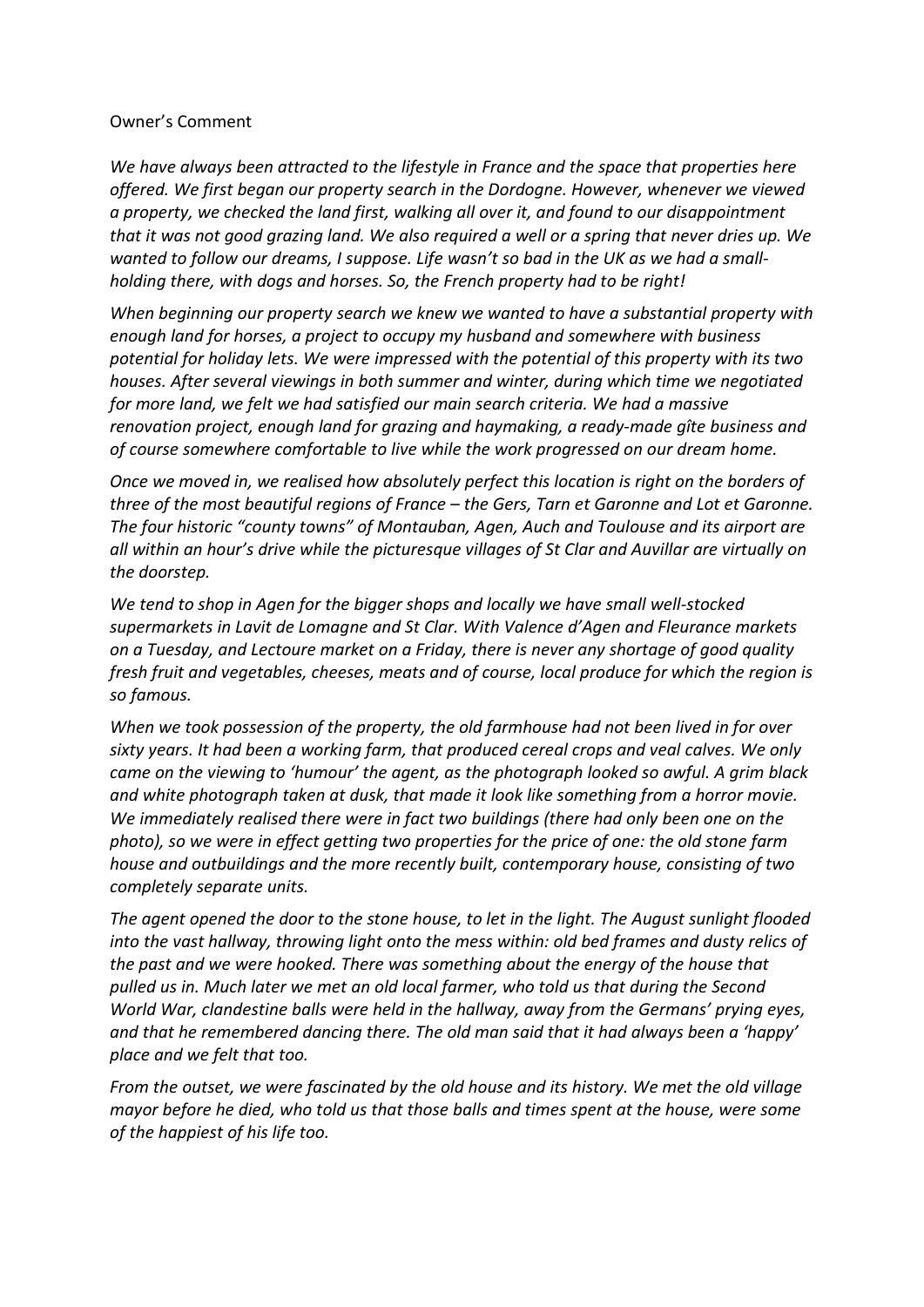Owner's Comment

*We have always been attracted to the lifestyle in France and the space that properties here offered. We first began our property search in the Dordogne. However, whenever we viewed a property, we checked the land first, walking all over it, and found to our disappointment that it was not good grazing land. We also required a well or a spring that never dries up. We wanted to follow our dreams, I suppose. Life wasn't so bad in the UK as we had a small-holding there, with dogs and horses. So, the French property had to be right!*

*When beginning our property search we knew we wanted to have a substantial property with enough land for horses, a project to occupy my husband and somewhere with business potential for holiday lets. We were impressed with the potential of this property with its two houses. After several viewings in both summer and winter, during which time we negotiated for more land, we felt we had satisfied our main search criteria. We had a massive renovation project, enough land for grazing and haymaking, a ready-made gîte business and of course somewhere comfortable to live while the work progressed on our dream home.*

*Once we moved in, we realised how absolutely perfect this location is right on the borders of three of the most beautiful regions of France – the Gers, Tarn et Garonne and Lot et Garonne. The four historic "county towns" of Montauban, Agen, Auch and Toulouse and its airport are all within an hour's drive while the picturesque villages of St Clar and Auvillar are virtually on the doorstep.*

*We tend to shop in Agen for the bigger shops and locally we have small well-stocked supermarkets in Lavit de Lomagne and St Clar. With Valence d'Agen and Fleurance markets on a Tuesday, and Lectoure market on a Friday, there is never any shortage of good quality fresh fruit and vegetables, cheeses, meats and of course, local produce for which the region is so famous.*

*When we took possession of the property, the old farmhouse had not been lived in for over sixty years. It had been a working farm, that produced cereal crops and veal calves. We only came on the viewing to 'humour' the agent, as the photograph looked so awful. A grim black and white photograph taken at dusk, that made it look like something from a horror movie. We immediately realised there were in fact two buildings (there had only been one on the photo), so we were in effect getting two properties for the price of one: the old stone farm house and outbuildings and the more recently built, contemporary house, consisting of two completely separate units.*

*The agent opened the door to the stone house, to let in the light. The August sunlight flooded into the vast hallway, throwing light onto the mess within: old bed frames and dusty relics of the past and we were hooked. There was something about the energy of the house that pulled us in. Much later we met an old local farmer, who told us that during the Second World War, clandestine balls were held in the hallway, away from the Germans' prying eyes, and that he remembered dancing there. The old man said that it had always been a 'happy' place and we felt that too.*

*From the outset, we were fascinated by the old house and its history. We met the old village mayor before he died, who told us that those balls and times spent at the house, were some of the happiest of his life too.*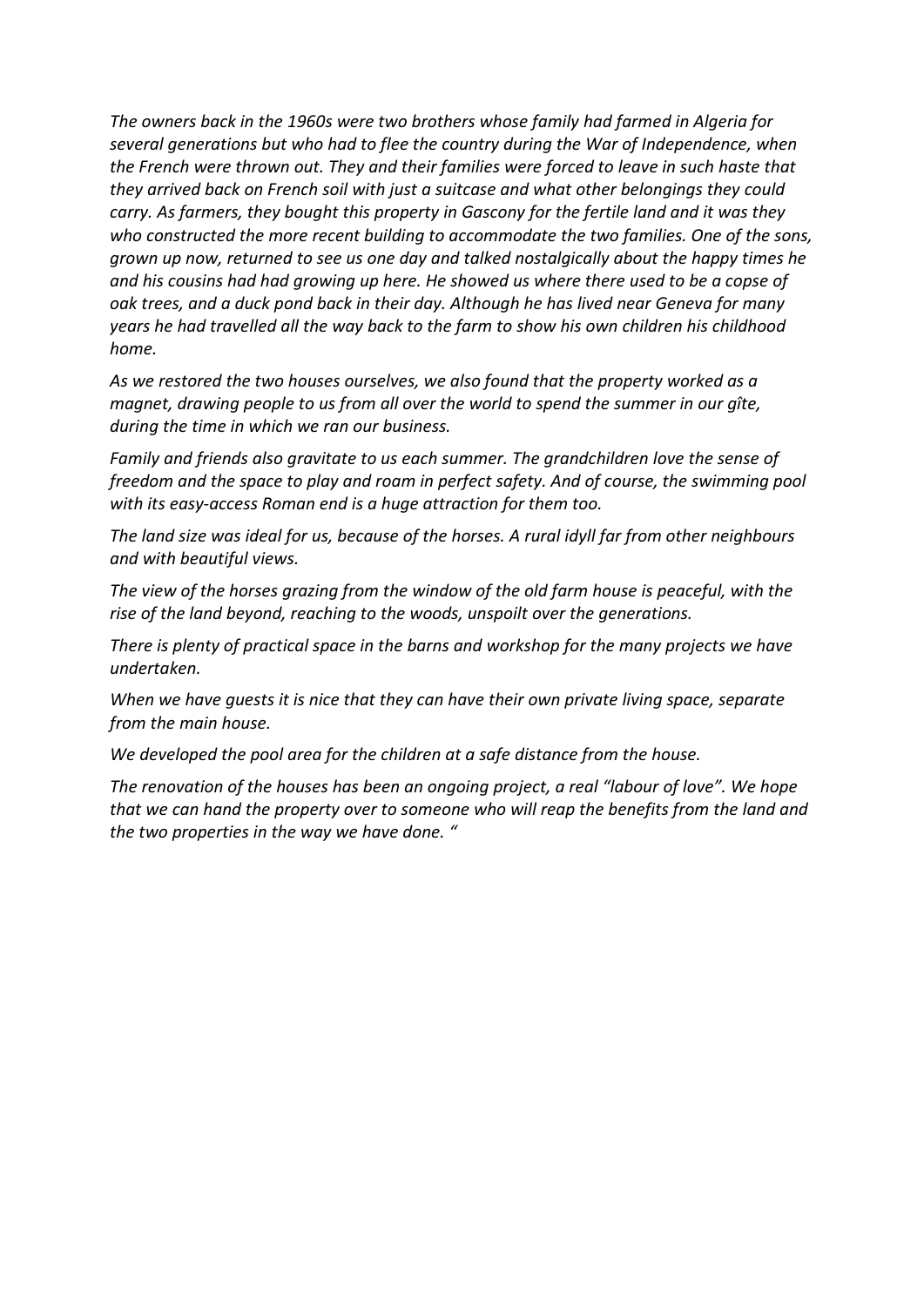*The owners back in the 1960s were two brothers whose family had farmed in Algeria for several generations but who had to flee the country during the War of Independence, when the French were thrown out. They and their families were forced to leave in such haste that they arrived back on French soil with just a suitcase and what other belongings they could carry. As farmers, they bought this property in Gascony for the fertile land and it was they who constructed the more recent building to accommodate the two families. One of the sons, grown up now, returned to see us one day and talked nostalgically about the happy times he and his cousins had had growing up here. He showed us where there used to be a copse of oak trees, and a duck pond back in their day. Although he has lived near Geneva for many years he had travelled all the way back to the farm to show his own children his childhood home.*

*As we restored the two houses ourselves, we also found that the property worked as a magnet, drawing people to us from all over the world to spend the summer in our gîte, during the time in which we ran our business.*

*Family and friends also gravitate to us each summer. The grandchildren love the sense of freedom and the space to play and roam in perfect safety. And of course, the swimming pool with its easy-access Roman end is a huge attraction for them too.*

*The land size was ideal for us, because of the horses. A rural idyll far from other neighbours and with beautiful views.*

*The view of the horses grazing from the window of the old farm house is peaceful, with the rise of the land beyond, reaching to the woods, unspoilt over the generations.*

*There is plenty of practical space in the barns and workshop for the many projects we have undertaken.*

*When we have guests it is nice that they can have their own private living space, separate from the main house.*

*We developed the pool area for the children at a safe distance from the house.*

*The renovation of the houses has been an ongoing project, a real "labour of love". We hope that we can hand the property over to someone who will reap the benefits from the land and the two properties in the way we have done. "*